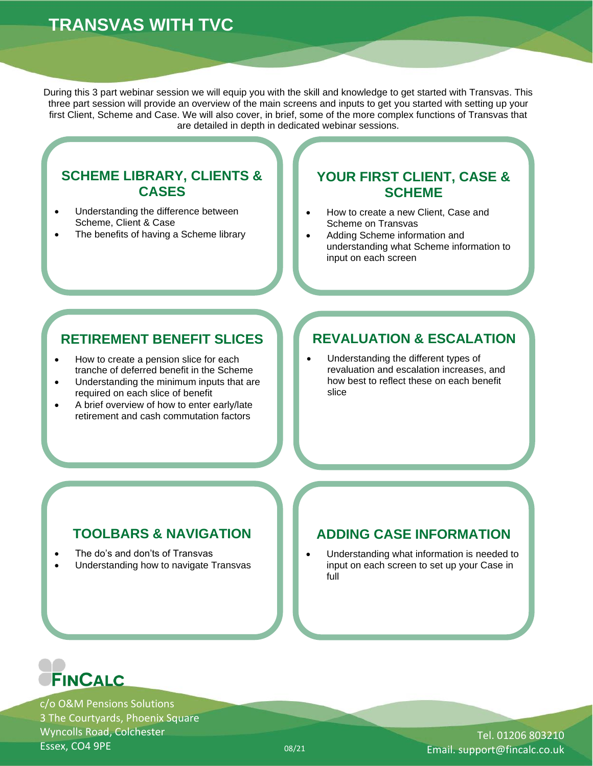# TRANSVAS WITH TVC

During this 3 part webinar session we will equip you with the skill and knowledge to get started with Transvas. This three part session will provide an overview of the main screens and inputs to get you started with setting up your first Client, Scheme and Case. We will also cover, in brief, some of the more complex functions of Transvas that are detailed in depth in dedicated webinar sessions.

## SCHEME LIBRARY, CLIENTS & CASES

- Understanding the difference between Scheme, Client & Case
- The benefits of having a Scheme library

## YOUR FIRST CLIENT, CASE & SCHEME

- How to create a new Client, Case and Scheme on Transvas
- Adding Scheme information and understanding what Scheme information to input on each screen

## RETIREMENT BENEFIT SLICES

- How to create a pension slice for each tranche of deferred benefit in the Scheme
- Understanding the minimum inputs that are required on each slice of benefit
- A brief overview of how to enter early/late retirement and cash commutation factors

## REVALUATION & ESCALATION

- Understanding the different types of revaluation and escalation increases, and how best to reflect these on each benefit slice

## TOOLBARS & NAVIGATION

- The do's and don'ts of Transvas
- Understanding how to navigate Transvas

## ADDING CASE INFORMATION

- Understanding what information is needed to input on each screen to set up your Case in full

**FINCALC**

c/o O&M Pensions Solutions
3 The Courtyards, Phoenix Square
Wyncolls Road, Colchester
Essex, CO4 9PE

08/21

Tel. 01206 803210
Email. support@fincalc.co.uk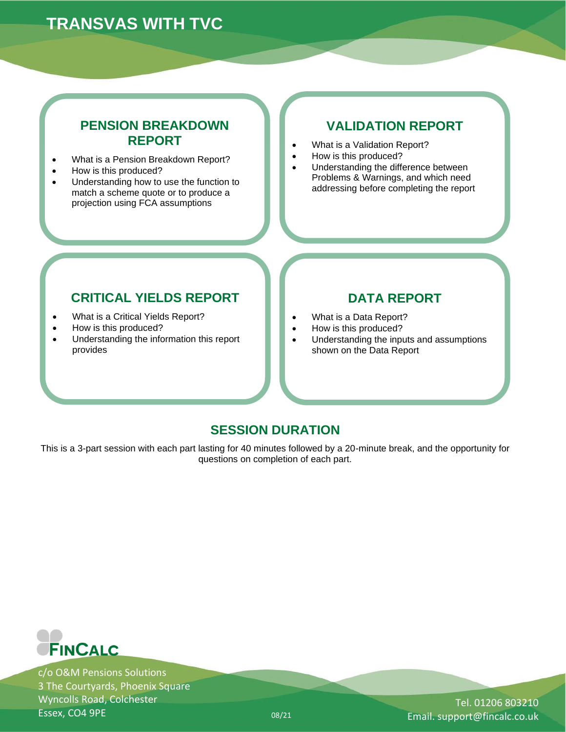# TRANSVAS WITH TVC

## PENSION BREAKDOWN REPORT

- What is a Pension Breakdown Report?
- How is this produced?
- Understanding how to use the function to match a scheme quote or to produce a projection using FCA assumptions

## VALIDATION REPORT

- What is a Validation Report?
- How is this produced?
- Understanding the difference between Problems & Warnings, and which need addressing before completing the report

## CRITICAL YIELDS REPORT

- What is a Critical Yields Report?
- How is this produced?
- Understanding the information this report provides

## DATA REPORT

- What is a Data Report?
- How is this produced?
- Understanding the inputs and assumptions shown on the Data Report

## SESSION DURATION

This is a 3-part session with each part lasting for 40 minutes followed by a 20-minute break, and the opportunity for questions on completion of each part.

FINCALC

c/o O&M Pensions Solutions
3 The Courtyards, Phoenix Square
Wyncolls Road, Colchester
Essex, CO4 9PE

08/21

Tel. 01206 803210
Email. support@fincalc.co.uk